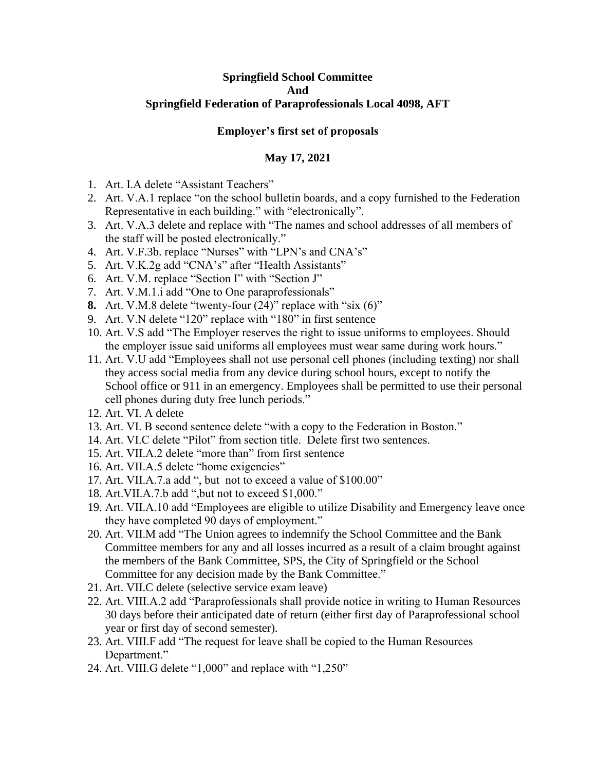**Springfield School Committee**
**And**
**Springfield Federation of Paraprofessionals Local 4098, AFT**

**Employer's first set of proposals**

**May 17, 2021**

1. Art. I.A delete "Assistant Teachers"
2. Art. V.A.1 replace "on the school bulletin boards, and a copy furnished to the Federation Representative in each building." with "electronically".
3. Art. V.A.3 delete and replace with "The names and school addresses of all members of the staff will be posted electronically."
4. Art. V.F.3b. replace "Nurses" with "LPN's and CNA's"
5. Art. V.K.2g add "CNA's" after "Health Assistants"
6. Art. V.M. replace "Section I" with "Section J"
7. Art. V.M.1.i add "One to One paraprofessionals"
8. Art. V.M.8 delete "twenty-four (24)" replace with "six (6)"
9. Art. V.N delete "120" replace with "180" in first sentence
10. Art. V.S add "The Employer reserves the right to issue uniforms to employees. Should the employer issue said uniforms all employees must wear same during work hours."
11. Art. V.U add "Employees shall not use personal cell phones (including texting) nor shall they access social media from any device during school hours, except to notify the School office or 911 in an emergency. Employees shall be permitted to use their personal cell phones during duty free lunch periods."
12. Art. VI. A delete
13. Art. VI. B second sentence delete "with a copy to the Federation in Boston."
14. Art. VI.C delete "Pilot" from section title. Delete first two sentences.
15. Art. VII.A.2 delete "more than" from first sentence
16. Art. VII.A.5 delete "home exigencies"
17. Art. VII.A.7.a add ", but not to exceed a value of $100.00"
18. Art.VII.A.7.b add ",but not to exceed $1,000."
19. Art. VII.A.10 add "Employees are eligible to utilize Disability and Emergency leave once they have completed 90 days of employment."
20. Art. VII.M add "The Union agrees to indemnify the School Committee and the Bank Committee members for any and all losses incurred as a result of a claim brought against the members of the Bank Committee, SPS, the City of Springfield or the School Committee for any decision made by the Bank Committee."
21. Art. VII.C delete (selective service exam leave)
22. Art. VIII.A.2 add "Paraprofessionals shall provide notice in writing to Human Resources 30 days before their anticipated date of return (either first day of Paraprofessional school year or first day of second semester).
23. Art. VIII.F add "The request for leave shall be copied to the Human Resources Department."
24. Art. VIII.G delete "1,000" and replace with "1,250"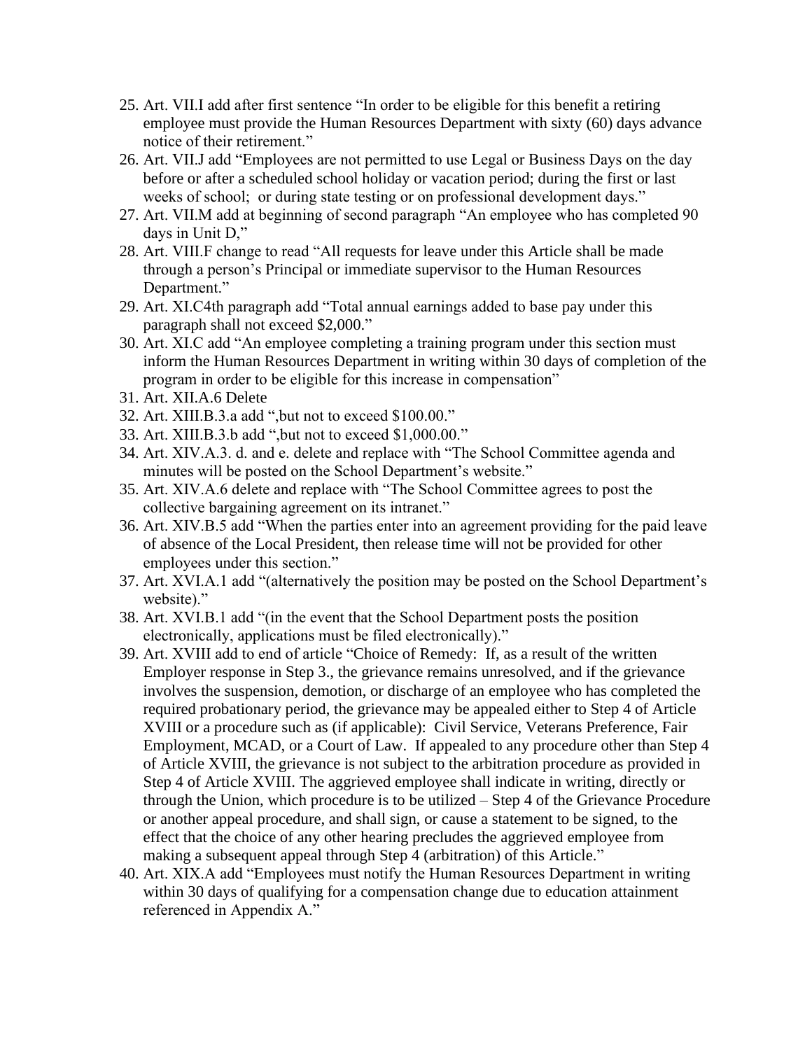25. Art. VII.I add after first sentence "In order to be eligible for this benefit a retiring employee must provide the Human Resources Department with sixty (60) days advance notice of their retirement."
26. Art. VII.J add "Employees are not permitted to use Legal or Business Days on the day before or after a scheduled school holiday or vacation period; during the first or last weeks of school; or during state testing or on professional development days."
27. Art. VII.M add at beginning of second paragraph "An employee who has completed 90 days in Unit D,"
28. Art. VIII.F change to read "All requests for leave under this Article shall be made through a person's Principal or immediate supervisor to the Human Resources Department."
29. Art. XI.C4th paragraph add "Total annual earnings added to base pay under this paragraph shall not exceed $2,000."
30. Art. XI.C add "An employee completing a training program under this section must inform the Human Resources Department in writing within 30 days of completion of the program in order to be eligible for this increase in compensation"
31. Art. XII.A.6 Delete
32. Art. XIII.B.3.a add ",but not to exceed $100.00."
33. Art. XIII.B.3.b add ",but not to exceed $1,000.00."
34. Art. XIV.A.3. d. and e. delete and replace with "The School Committee agenda and minutes will be posted on the School Department's website."
35. Art. XIV.A.6 delete and replace with "The School Committee agrees to post the collective bargaining agreement on its intranet."
36. Art. XIV.B.5 add "When the parties enter into an agreement providing for the paid leave of absence of the Local President, then release time will not be provided for other employees under this section."
37. Art. XVI.A.1 add "(alternatively the position may be posted on the School Department's website)."
38. Art. XVI.B.1 add "(in the event that the School Department posts the position electronically, applications must be filed electronically)."
39. Art. XVIII add to end of article "Choice of Remedy: If, as a result of the written Employer response in Step 3., the grievance remains unresolved, and if the grievance involves the suspension, demotion, or discharge of an employee who has completed the required probationary period, the grievance may be appealed either to Step 4 of Article XVIII or a procedure such as (if applicable): Civil Service, Veterans Preference, Fair Employment, MCAD, or a Court of Law. If appealed to any procedure other than Step 4 of Article XVIII, the grievance is not subject to the arbitration procedure as provided in Step 4 of Article XVIII. The aggrieved employee shall indicate in writing, directly or through the Union, which procedure is to be utilized – Step 4 of the Grievance Procedure or another appeal procedure, and shall sign, or cause a statement to be signed, to the effect that the choice of any other hearing precludes the aggrieved employee from making a subsequent appeal through Step 4 (arbitration) of this Article."
40. Art. XIX.A add "Employees must notify the Human Resources Department in writing within 30 days of qualifying for a compensation change due to education attainment referenced in Appendix A."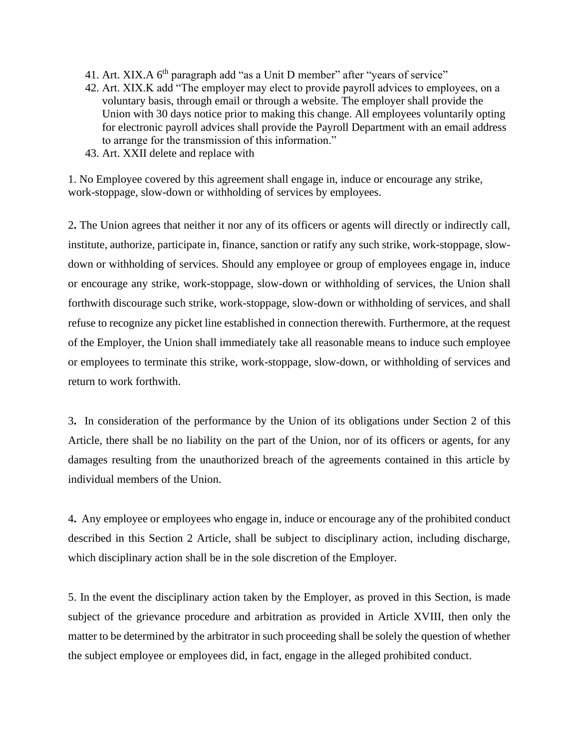41. Art. XIX.A 6th paragraph add "as a Unit D member" after "years of service"
42. Art. XIX.K add "The employer may elect to provide payroll advices to employees, on a voluntary basis, through email or through a website. The employer shall provide the Union with 30 days notice prior to making this change. All employees voluntarily opting for electronic payroll advices shall provide the Payroll Department with an email address to arrange for the transmission of this information."
43. Art. XXII delete and replace with

1. No Employee covered by this agreement shall engage in, induce or encourage any strike, work-stoppage, slow-down or withholding of services by employees.

2**.** The Union agrees that neither it nor any of its officers or agents will directly or indirectly call, institute, authorize, participate in, finance, sanction or ratify any such strike, work-stoppage, slow-down or withholding of services. Should any employee or group of employees engage in, induce or encourage any strike, work-stoppage, slow-down or withholding of services, the Union shall forthwith discourage such strike, work-stoppage, slow-down or withholding of services, and shall refuse to recognize any picket line established in connection therewith. Furthermore, at the request of the Employer, the Union shall immediately take all reasonable means to induce such employee or employees to terminate this strike, work-stoppage, slow-down, or withholding of services and return to work forthwith.

3**.** In consideration of the performance by the Union of its obligations under Section 2 of this Article, there shall be no liability on the part of the Union, nor of its officers or agents, for any damages resulting from the unauthorized breach of the agreements contained in this article by individual members of the Union.

4**.** Any employee or employees who engage in, induce or encourage any of the prohibited conduct described in this Section 2 Article, shall be subject to disciplinary action, including discharge, which disciplinary action shall be in the sole discretion of the Employer.

5. In the event the disciplinary action taken by the Employer, as proved in this Section, is made subject of the grievance procedure and arbitration as provided in Article XVIII, then only the matter to be determined by the arbitrator in such proceeding shall be solely the question of whether the subject employee or employees did, in fact, engage in the alleged prohibited conduct.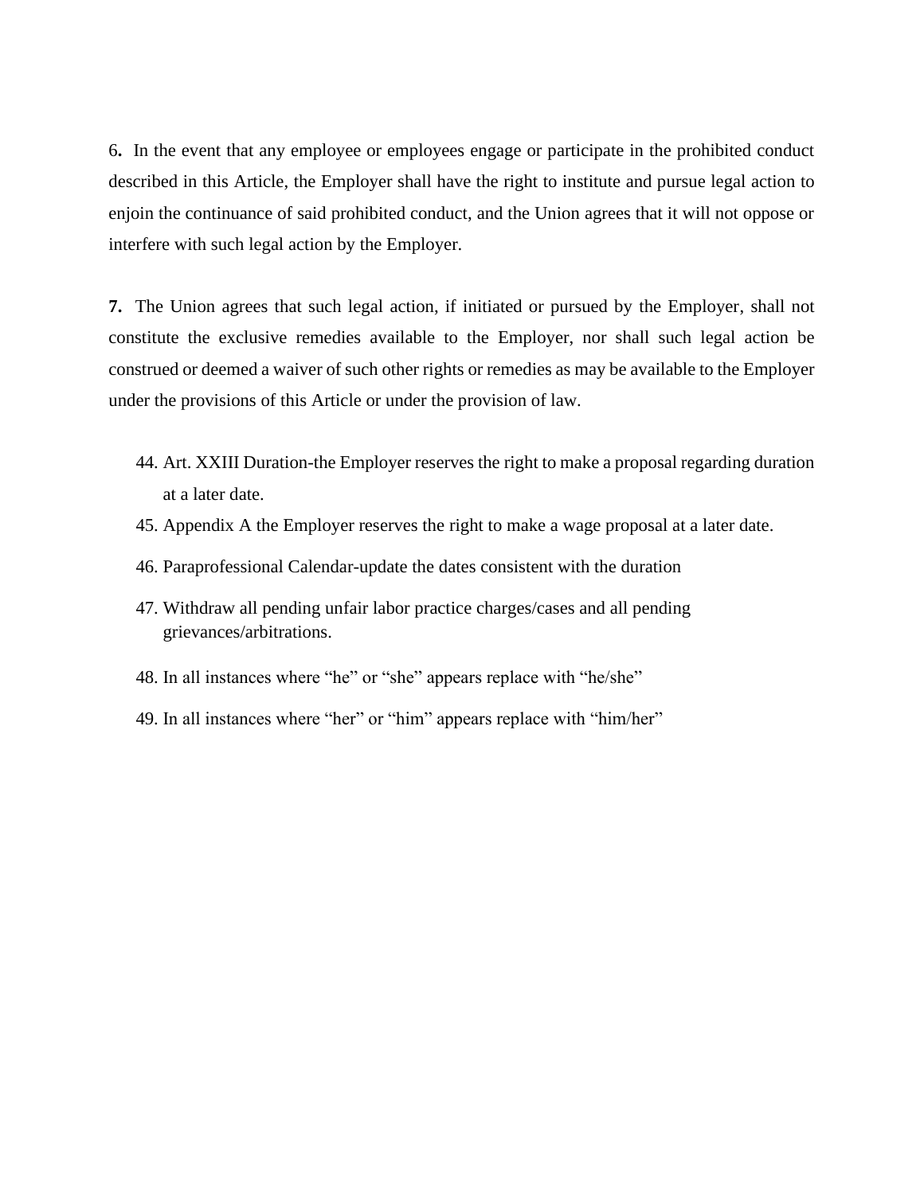6**.** In the event that any employee or employees engage or participate in the prohibited conduct described in this Article, the Employer shall have the right to institute and pursue legal action to enjoin the continuance of said prohibited conduct, and the Union agrees that it will not oppose or interfere with such legal action by the Employer.

**7.** The Union agrees that such legal action, if initiated or pursued by the Employer, shall not constitute the exclusive remedies available to the Employer, nor shall such legal action be construed or deemed a waiver of such other rights or remedies as may be available to the Employer under the provisions of this Article or under the provision of law.

44. Art. XXIII Duration-the Employer reserves the right to make a proposal regarding duration at a later date.
45. Appendix A the Employer reserves the right to make a wage proposal at a later date.
46. Paraprofessional Calendar-update the dates consistent with the duration
47. Withdraw all pending unfair labor practice charges/cases and all pending grievances/arbitrations.
48. In all instances where "he" or "she" appears replace with "he/she"
49. In all instances where "her" or "him" appears replace with "him/her"